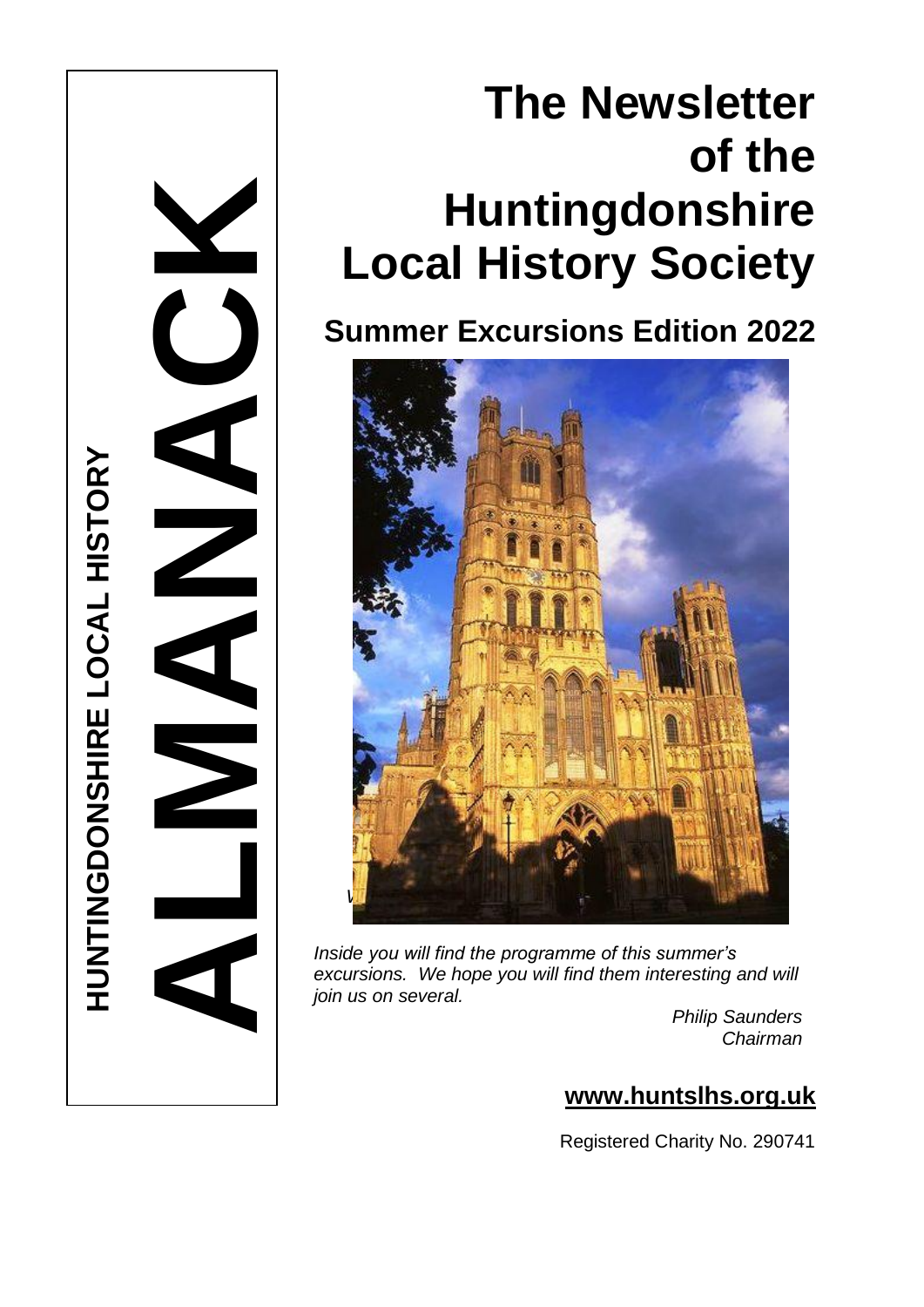HUNTINGDONSHIRE LOCAL HISTORY

**ALMANACK**

# The Newsletter of the Huntingdonshire Local History Society

## Summer Excursions Edition 2022

*Inside you will find the programme of this summer's excursions. We hope you will find them interesting and will join us on several.*

*Philip Saunders*
*Chairman*

**www.huntslhs.org.uk**

Registered Charity No. 290741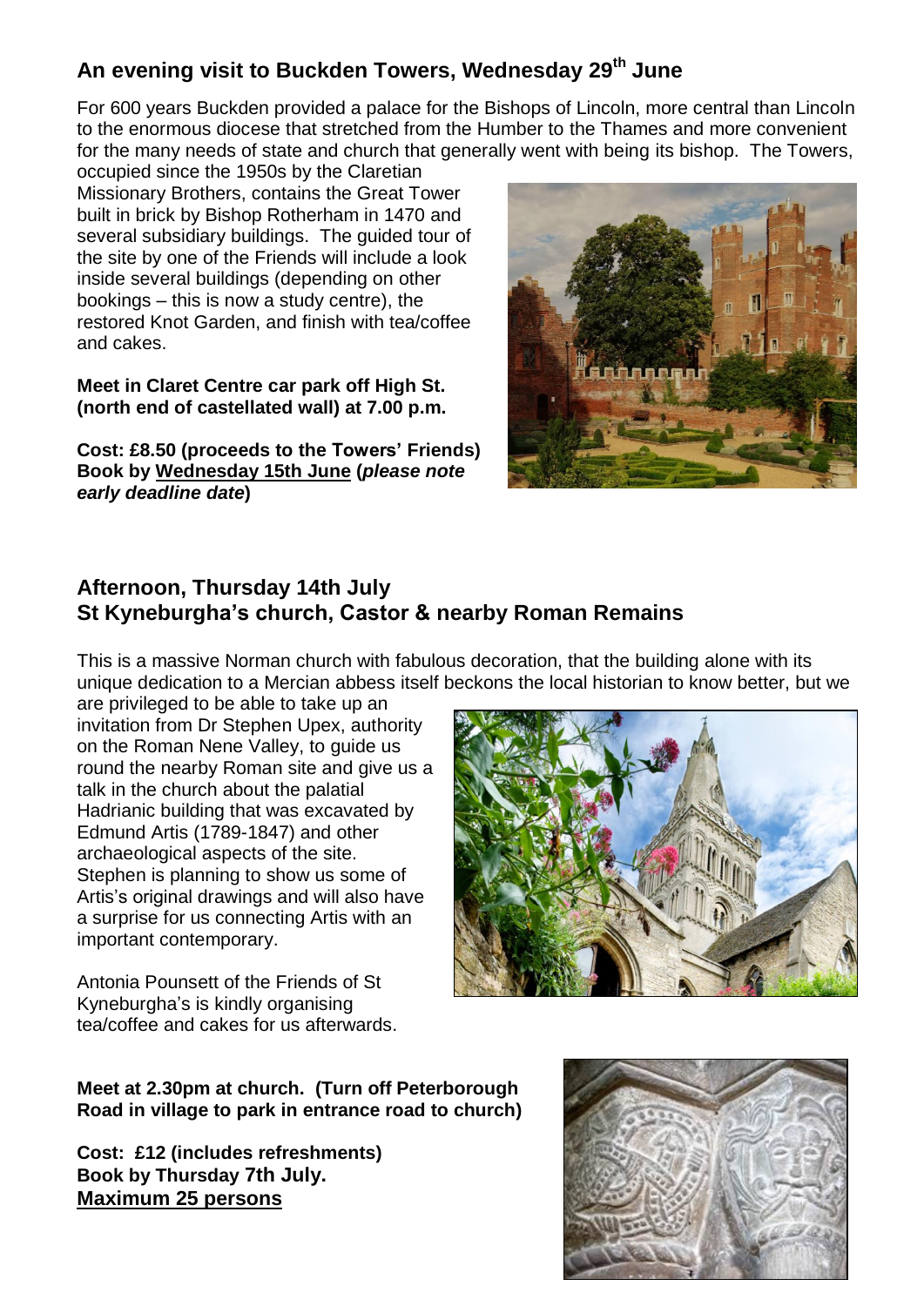## An evening visit to Buckden Towers, Wednesday 29th June

For 600 years Buckden provided a palace for the Bishops of Lincoln, more central than Lincoln to the enormous diocese that stretched from the Humber to the Thames and more convenient for the many needs of state and church that generally went with being its bishop. The Towers, occupied since the 1950s by the Claretian Missionary Brothers, contains the Great Tower built in brick by Bishop Rotherham in 1470 and several subsidiary buildings. The guided tour of the site by one of the Friends will include a look inside several buildings (depending on other bookings – this is now a study centre), the restored Knot Garden, and finish with tea/coffee and cakes.

**Meet in Claret Centre car park off High St. (north end of castellated wall) at 7.00 p.m.**

**Cost: £8.50 (proceeds to the Towers' Friends)**
**Book by Wednesday 15th June (*please note early deadline date*)**

## Afternoon, Thursday 14th July
## St Kyneburgha's church, Castor & nearby Roman Remains

This is a massive Norman church with fabulous decoration, that the building alone with its unique dedication to a Mercian abbess itself beckons the local historian to know better, but we are privileged to be able to take up an invitation from Dr Stephen Upex, authority on the Roman Nene Valley, to guide us round the nearby Roman site and give us a talk in the church about the palatial Hadrianic building that was excavated by Edmund Artis (1789-1847) and other archaeological aspects of the site. Stephen is planning to show us some of Artis's original drawings and will also have a surprise for us connecting Artis with an important contemporary.

Antonia Pounsett of the Friends of St Kyneburgha's is kindly organising tea/coffee and cakes for us afterwards.

**Meet at 2.30pm at church. (Turn off Peterborough Road in village to park in entrance road to church)**

**Cost: £12 (includes refreshments)**
**Book by Thursday 7th July.**
**Maximum 25 persons**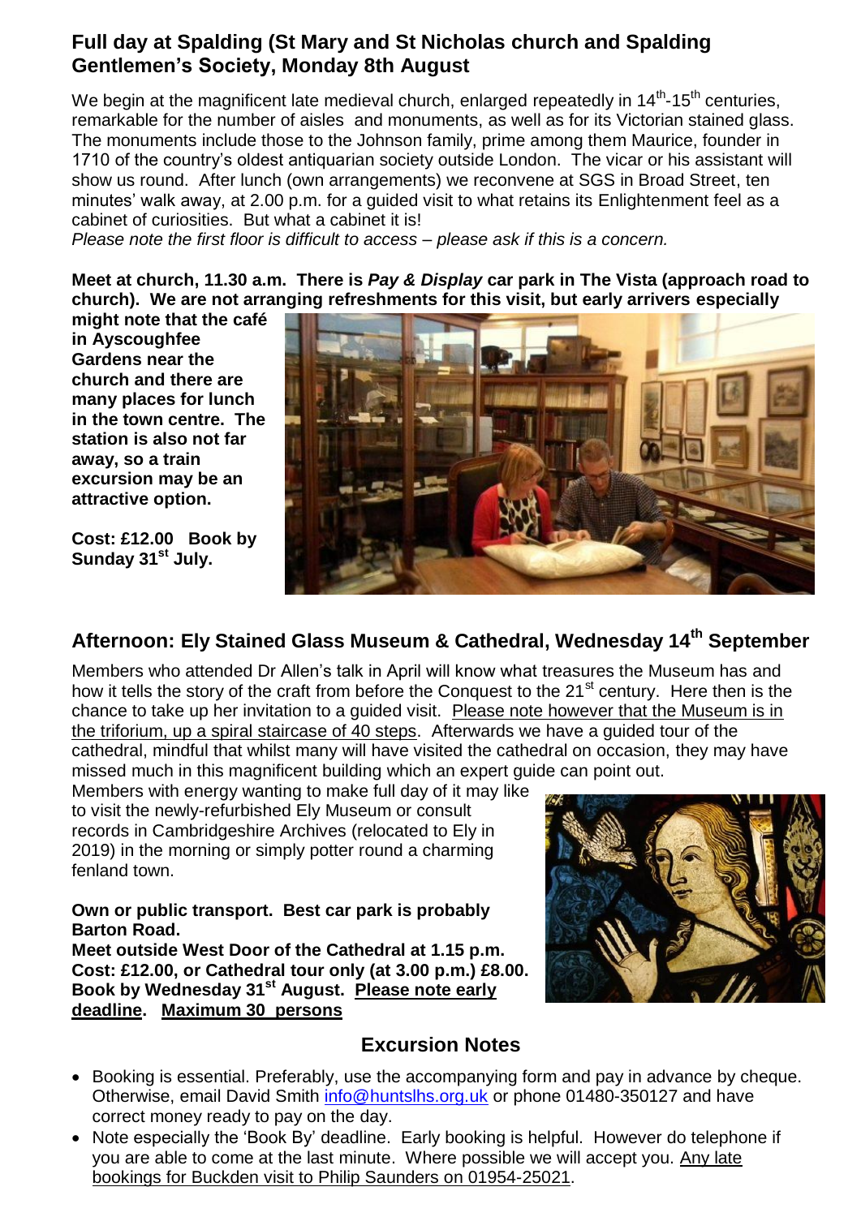## Full day at Spalding (St Mary and St Nicholas church and Spalding Gentlemen's Society, Monday 8th August

We begin at the magnificent late medieval church, enlarged repeatedly in 14th-15th centuries, remarkable for the number of aisles and monuments, as well as for its Victorian stained glass. The monuments include those to the Johnson family, prime among them Maurice, founder in 1710 of the country's oldest antiquarian society outside London. The vicar or his assistant will show us round. After lunch (own arrangements) we reconvene at SGS in Broad Street, ten minutes' walk away, at 2.00 p.m. for a guided visit to what retains its Enlightenment feel as a cabinet of curiosities. But what a cabinet it is!
*Please note the first floor is difficult to access – please ask if this is a concern.*

**Meet at church, 11.30 a.m. There is *Pay & Display* car park in The Vista (approach road to church). We are not arranging refreshments for this visit, but early arrivers especially might note that the café in Ayscoughfee Gardens near the church and there are many places for lunch in the town centre. The station is also not far away, so a train excursion may be an attractive option.**

**Cost: £12.00 Book by Sunday 31st July.**

## Afternoon: Ely Stained Glass Museum & Cathedral, Wednesday 14th September

Members who attended Dr Allen's talk in April will know what treasures the Museum has and how it tells the story of the craft from before the Conquest to the 21st century. Here then is the chance to take up her invitation to a guided visit. <u>Please note however that the Museum is in the triforium, up a spiral staircase of 40 steps</u>. Afterwards we have a guided tour of the cathedral, mindful that whilst many will have visited the cathedral on occasion, they may have missed much in this magnificent building which an expert guide can point out.
Members with energy wanting to make full day of it may like to visit the newly-refurbished Ely Museum or consult records in Cambridgeshire Archives (relocated to Ely in 2019) in the morning or simply potter round a charming fenland town.

**Own or public transport. Best car park is probably Barton Road.**
**Meet outside West Door of the Cathedral at 1.15 p.m.**
**Cost: £12.00, or Cathedral tour only (at 3.00 p.m.) £8.00.**
**Book by Wednesday 31st August. <u>Please note early deadline</u>. <u>Maximum 30 persons</u>**

## Excursion Notes

- Booking is essential. Preferably, use the accompanying form and pay in advance by cheque. Otherwise, email David Smith info@huntslhs.org.uk or phone 01480-350127 and have correct money ready to pay on the day.
- Note especially the 'Book By' deadline. Early booking is helpful. However do telephone if you are able to come at the last minute. Where possible we will accept you. <u>Any late bookings for Buckden visit to Philip Saunders on 01954-25021</u>.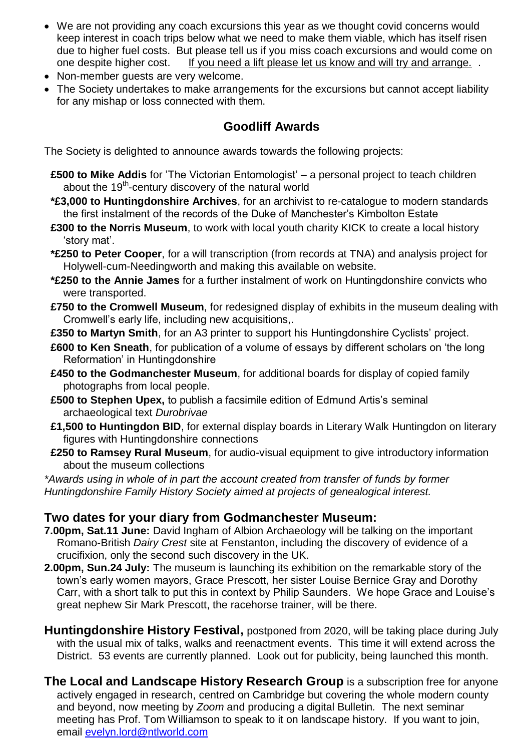- We are not providing any coach excursions this year as we thought covid concerns would keep interest in coach trips below what we need to make them viable, which has itself risen due to higher fuel costs. But please tell us if you miss coach excursions and would come on one despite higher cost. If you need a lift please let us know and will try and arrange. .
- Non-member guests are very welcome.
- The Society undertakes to make arrangements for the excursions but cannot accept liability for any mishap or loss connected with them.

## Goodliff Awards

The Society is delighted to announce awards towards the following projects:

**£500 to Mike Addis** for 'The Victorian Entomologist' – a personal project to teach children about the 19th-century discovery of the natural world

***£3,000 to Huntingdonshire Archives**, for an archivist to re-catalogue to modern standards the first instalment of the records of the Duke of Manchester's Kimbolton Estate

**£300 to the Norris Museum**, to work with local youth charity KICK to create a local history 'story mat'.

***£250 to Peter Cooper**, for a will transcription (from records at TNA) and analysis project for Holywell-cum-Needingworth and making this available on website.

***£250 to the Annie James** for a further instalment of work on Huntingdonshire convicts who were transported.

**£750 to the Cromwell Museum**, for redesigned display of exhibits in the museum dealing with Cromwell's early life, including new acquisitions,.

**£350 to Martyn Smith**, for an A3 printer to support his Huntingdonshire Cyclists' project.

**£600 to Ken Sneath**, for publication of a volume of essays by different scholars on 'the long Reformation' in Huntingdonshire

**£450 to the Godmanchester Museum**, for additional boards for display of copied family photographs from local people.

**£500 to Stephen Upex,** to publish a facsimile edition of Edmund Artis's seminal archaeological text *Durobrivae*

**£1,500 to Huntingdon BID**, for external display boards in Literary Walk Huntingdon on literary figures with Huntingdonshire connections

**£250 to Ramsey Rural Museum**, for audio-visual equipment to give introductory information about the museum collections

*\*Awards using in whole of in part the account created from transfer of funds by former Huntingdonshire Family History Society aimed at projects of genealogical interest.*

## Two dates for your diary from Godmanchester Museum:

**7.00pm, Sat.11 June:** David Ingham of Albion Archaeology will be talking on the important Romano-British *Dairy Crest* site at Fenstanton, including the discovery of evidence of a crucifixion, only the second such discovery in the UK.

**2.00pm, Sun.24 July:** The museum is launching its exhibition on the remarkable story of the town's early women mayors, Grace Prescott, her sister Louise Bernice Gray and Dorothy Carr, with a short talk to put this in context by Philip Saunders. We hope Grace and Louise's great nephew Sir Mark Prescott, the racehorse trainer, will be there.

**Huntingdonshire History Festival,** postponed from 2020, will be taking place during July with the usual mix of talks, walks and reenactment events. This time it will extend across the District. 53 events are currently planned. Look out for publicity, being launched this month.

**The Local and Landscape History Research Group** is a subscription free for anyone actively engaged in research, centred on Cambridge but covering the whole modern county and beyond, now meeting by *Zoom* and producing a digital Bulletin*.* The next seminar meeting has Prof. Tom Williamson to speak to it on landscape history. If you want to join, email evelyn.lord@ntlworld.com